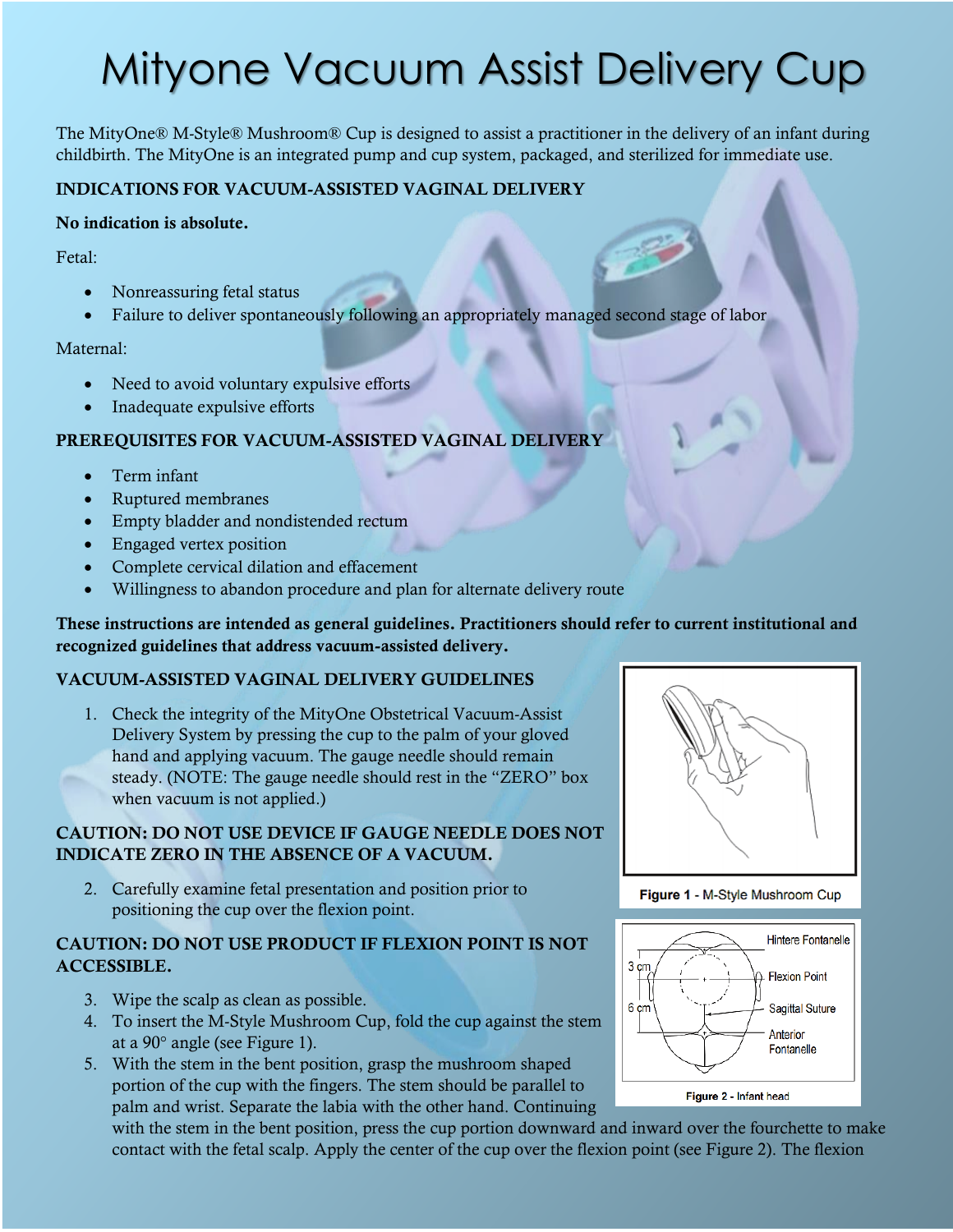# Mityone Vacuum Assist Delivery Cup

The MityOne® M-Style® Mushroom® Cup is designed to assist a practitioner in the delivery of an infant during childbirth. The MityOne is an integrated pump and cup system, packaged, and sterilized for immediate use.

**INDICATIONS FOR VACUUM-ASSISTED VAGINAL DELIVERY**

**No indication is absolute.**

Fetal:

- Nonreassuring fetal status
- Failure to deliver spontaneously following an appropriately managed second stage of labor

Maternal:

- Need to avoid voluntary expulsive efforts
- Inadequate expulsive efforts

**PREREQUISITES FOR VACUUM-ASSISTED VAGINAL DELIVERY**

- Term infant
- Ruptured membranes
- Empty bladder and nondistended rectum
- Engaged vertex position
- Complete cervical dilation and effacement
- Willingness to abandon procedure and plan for alternate delivery route

**These instructions are intended as general guidelines. Practitioners should refer to current institutional and recognized guidelines that address vacuum-assisted delivery.**

**VACUUM-ASSISTED VAGINAL DELIVERY GUIDELINES**

1. Check the integrity of the MityOne Obstetrical Vacuum-Assist Delivery System by pressing the cup to the palm of your gloved hand and applying vacuum. The gauge needle should remain steady. (NOTE: The gauge needle should rest in the "ZERO" box when vacuum is not applied.)

**CAUTION: DO NOT USE DEVICE IF GAUGE NEEDLE DOES NOT INDICATE ZERO IN THE ABSENCE OF A VACUUM.**

2. Carefully examine fetal presentation and position prior to positioning the cup over the flexion point.

**CAUTION: DO NOT USE PRODUCT IF FLEXION POINT IS NOT ACCESSIBLE.**

3. Wipe the scalp as clean as possible.
4. To insert the M-Style Mushroom Cup, fold the cup against the stem at a 90° angle (see Figure 1).
5. With the stem in the bent position, grasp the mushroom shaped portion of the cup with the fingers. The stem should be parallel to palm and wrist. Separate the labia with the other hand. Continuing with the stem in the bent position, press the cup portion downward and inward over the fourchette to make contact with the fetal scalp. Apply the center of the cup over the flexion point (see Figure 2). The flexion

**Figure 1** - M-Style Mushroom Cup

Hintere Fontanelle
3 cm
Flexion Point
6 cm
Sagittal Suture
Anterior Fontanelle

**Figure 2** - Infant head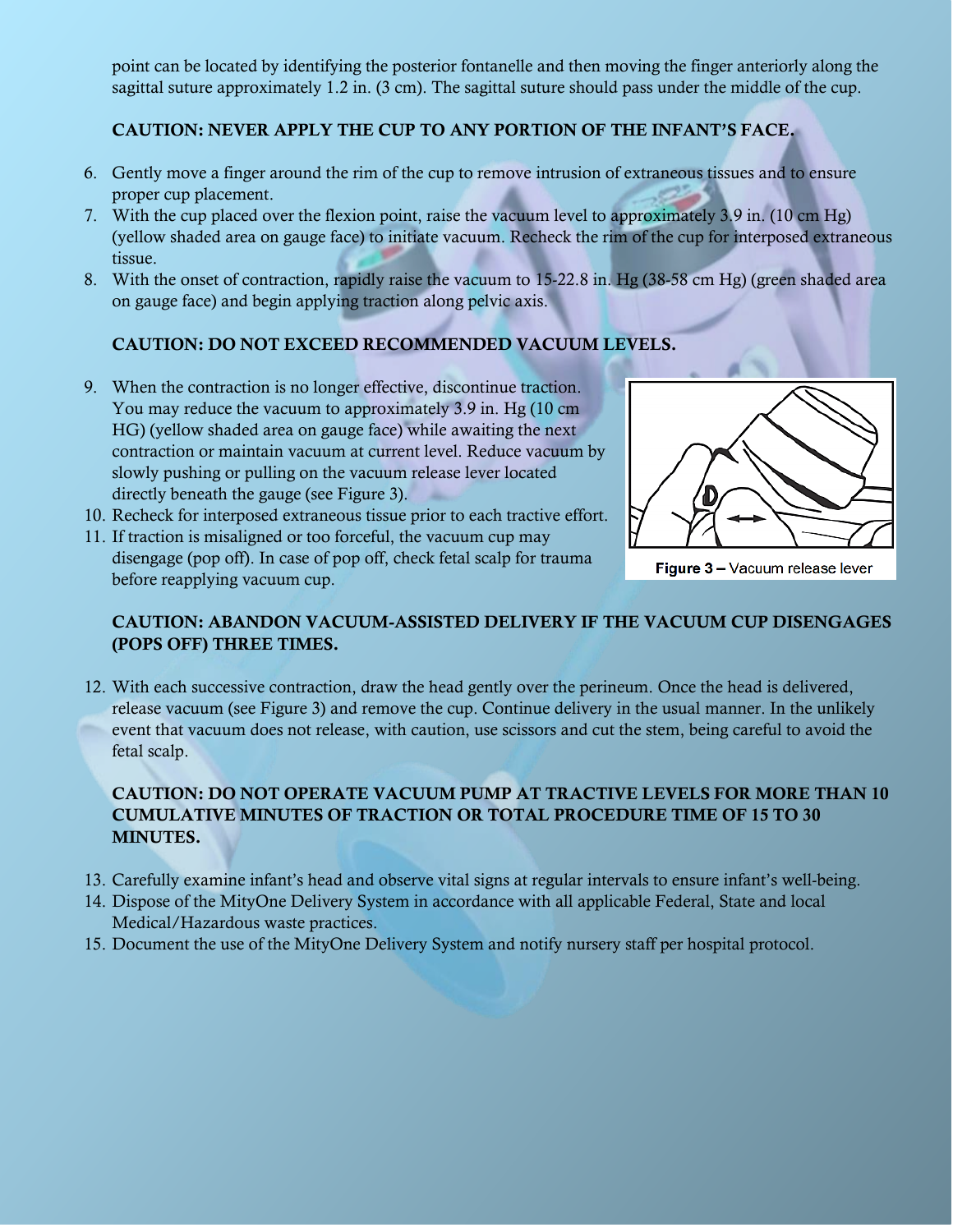point can be located by identifying the posterior fontanelle and then moving the finger anteriorly along the sagittal suture approximately 1.2 in. (3 cm). The sagittal suture should pass under the middle of the cup.

**CAUTION: NEVER APPLY THE CUP TO ANY PORTION OF THE INFANT'S FACE.**

6. Gently move a finger around the rim of the cup to remove intrusion of extraneous tissues and to ensure proper cup placement.
7. With the cup placed over the flexion point, raise the vacuum level to approximately 3.9 in. (10 cm Hg) (yellow shaded area on gauge face) to initiate vacuum. Recheck the rim of the cup for interposed extraneous tissue.
8. With the onset of contraction, rapidly raise the vacuum to 15-22.8 in. Hg (38-58 cm Hg) (green shaded area on gauge face) and begin applying traction along pelvic axis.

**CAUTION: DO NOT EXCEED RECOMMENDED VACUUM LEVELS.**

9. When the contraction is no longer effective, discontinue traction. You may reduce the vacuum to approximately 3.9 in. Hg (10 cm HG) (yellow shaded area on gauge face) while awaiting the next contraction or maintain vacuum at current level. Reduce vacuum by slowly pushing or pulling on the vacuum release lever located directly beneath the gauge (see Figure 3).
10. Recheck for interposed extraneous tissue prior to each tractive effort.
11. If traction is misaligned or too forceful, the vacuum cup may disengage (pop off). In case of pop off, check fetal scalp for trauma before reapplying vacuum cup.

**Figure 3 –** Vacuum release lever

**CAUTION: ABANDON VACUUM-ASSISTED DELIVERY IF THE VACUUM CUP DISENGAGES (POPS OFF) THREE TIMES.**

12. With each successive contraction, draw the head gently over the perineum. Once the head is delivered, release vacuum (see Figure 3) and remove the cup. Continue delivery in the usual manner. In the unlikely event that vacuum does not release, with caution, use scissors and cut the stem, being careful to avoid the fetal scalp.

**CAUTION: DO NOT OPERATE VACUUM PUMP AT TRACTIVE LEVELS FOR MORE THAN 10 CUMULATIVE MINUTES OF TRACTION OR TOTAL PROCEDURE TIME OF 15 TO 30 MINUTES.**

13. Carefully examine infant's head and observe vital signs at regular intervals to ensure infant's well-being.
14. Dispose of the MityOne Delivery System in accordance with all applicable Federal, State and local Medical/Hazardous waste practices.
15. Document the use of the MityOne Delivery System and notify nursery staff per hospital protocol.